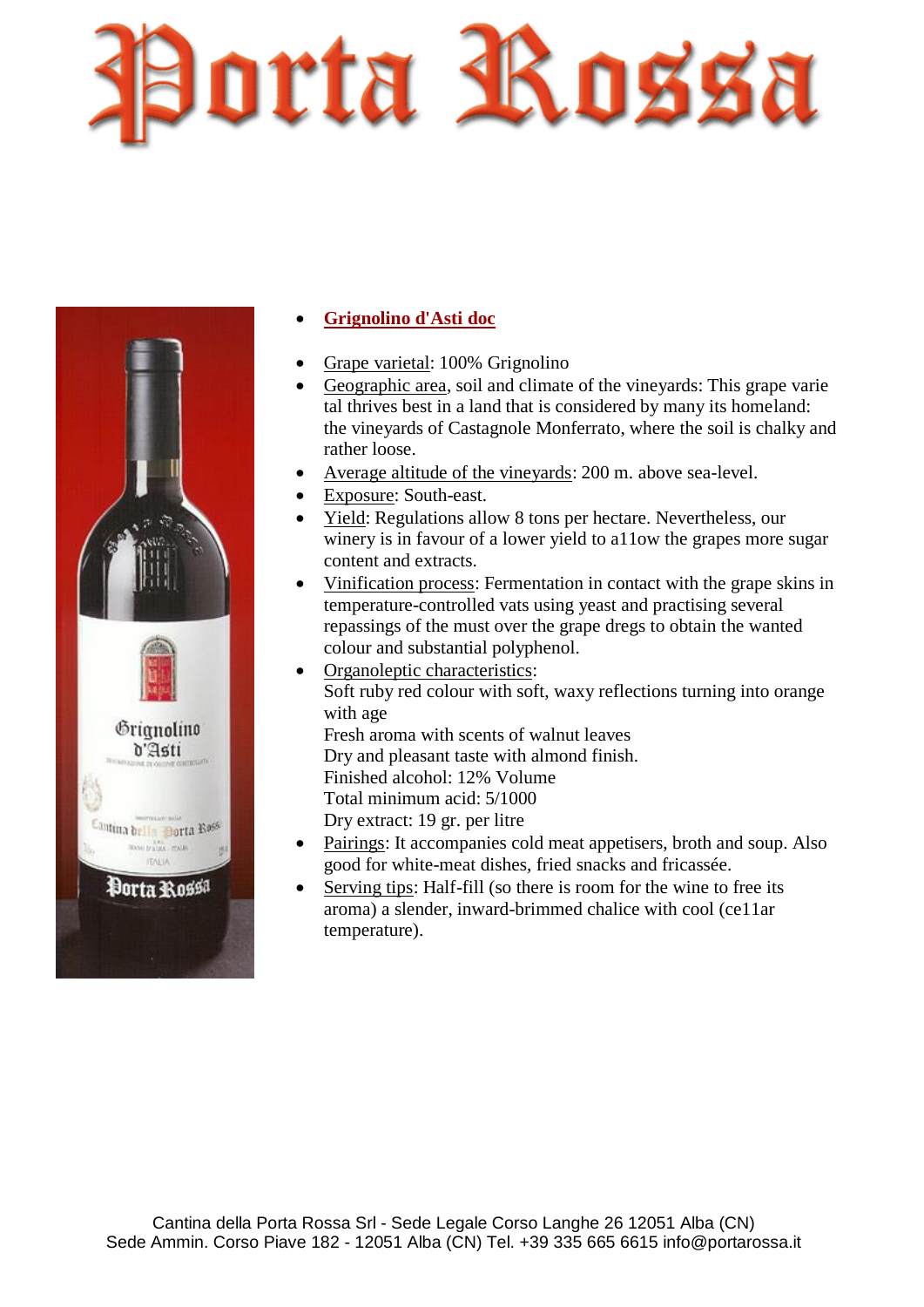# Porta Rossa

- **[Grignolino d'Asti doc]**

- Grape varietal: 100% Grignolino
- Geographic area, soil and climate of the vineyards: This grape varie tal thrives best in a land that is considered by many its homeland: the vineyards of Castagnole Monferrato, where the soil is chalky and rather loose.
- Average altitude of the vineyards: 200 m. above sea-level.
- Exposure: South-east.
- Yield: Regulations allow 8 tons per hectare. Nevertheless, our winery is in favour of a lower yield to a11ow the grapes more sugar content and extracts.
- Vinification process: Fermentation in contact with the grape skins in temperature-controlled vats using yeast and practising several repassings of the must over the grape dregs to obtain the wanted colour and substantial polyphenol.
- Organoleptic characteristics:
  Soft ruby red colour with soft, waxy reflections turning into orange with age
  Fresh aroma with scents of walnut leaves
  Dry and pleasant taste with almond finish.
  Finished alcohol: 12% Volume
  Total minimum acid: 5/1000
  Dry extract: 19 gr. per litre
- Pairings: It accompanies cold meat appetisers, broth and soup. Also good for white-meat dishes, fried snacks and fricassée.
- Serving tips: Half-fill (so there is room for the wine to free its aroma) a slender, inward-brimmed chalice with cool (ce11ar temperature).

Cantina della Porta Rossa Srl - Sede Legale Corso Langhe 26 12051 Alba (CN)
Sede Ammin. Corso Piave 182 - 12051 Alba (CN) Tel. +39 335 665 6615 info@portarossa.it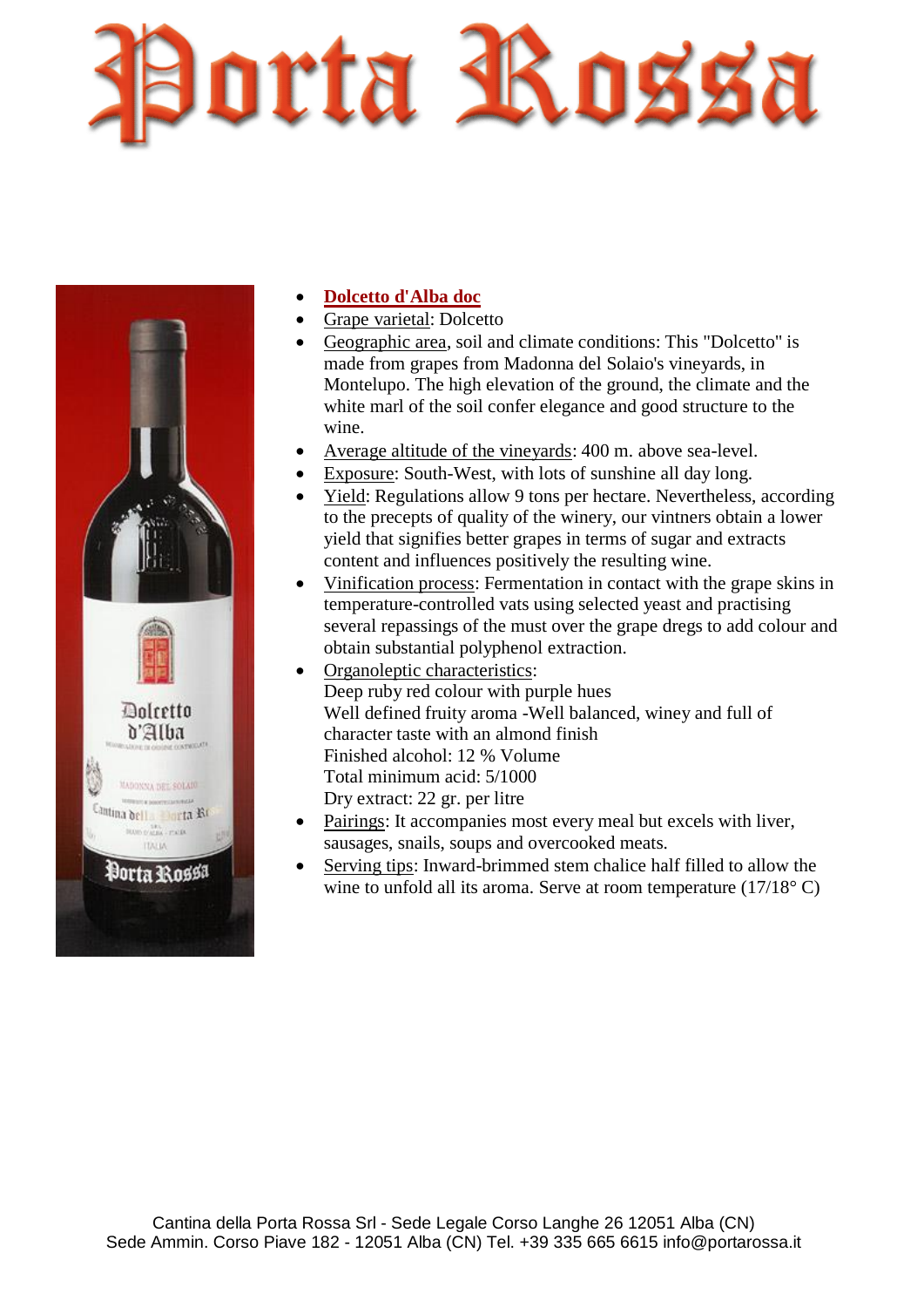# Porta Rossa

- **Dolcetto d'Alba doc**
- Grape varietal: Dolcetto
- Geographic area, soil and climate conditions: This "Dolcetto" is made from grapes from Madonna del Solaio's vineyards, in Montelupo. The high elevation of the ground, the climate and the white marl of the soil confer elegance and good structure to the wine.
- Average altitude of the vineyards: 400 m. above sea-level.
- Exposure: South-West, with lots of sunshine all day long.
- Yield: Regulations allow 9 tons per hectare. Nevertheless, according to the precepts of quality of the winery, our vintners obtain a lower yield that signifies better grapes in terms of sugar and extracts content and influences positively the resulting wine.
- Vinification process: Fermentation in contact with the grape skins in temperature-controlled vats using selected yeast and practising several repassings of the must over the grape dregs to add colour and obtain substantial polyphenol extraction.
- Organoleptic characteristics:
  Deep ruby red colour with purple hues
  Well defined fruity aroma -Well balanced, winey and full of character taste with an almond finish
  Finished alcohol: 12 % Volume
  Total minimum acid: 5/1000
  Dry extract: 22 gr. per litre
- Pairings: It accompanies most every meal but excels with liver, sausages, snails, soups and overcooked meats.
- Serving tips: Inward-brimmed stem chalice half filled to allow the wine to unfold all its aroma. Serve at room temperature (17/18° C)

Cantina della Porta Rossa Srl - Sede Legale Corso Langhe 26 12051 Alba (CN)
Sede Ammin. Corso Piave 182 - 12051 Alba (CN) Tel. +39 335 665 6615 info@portarossa.it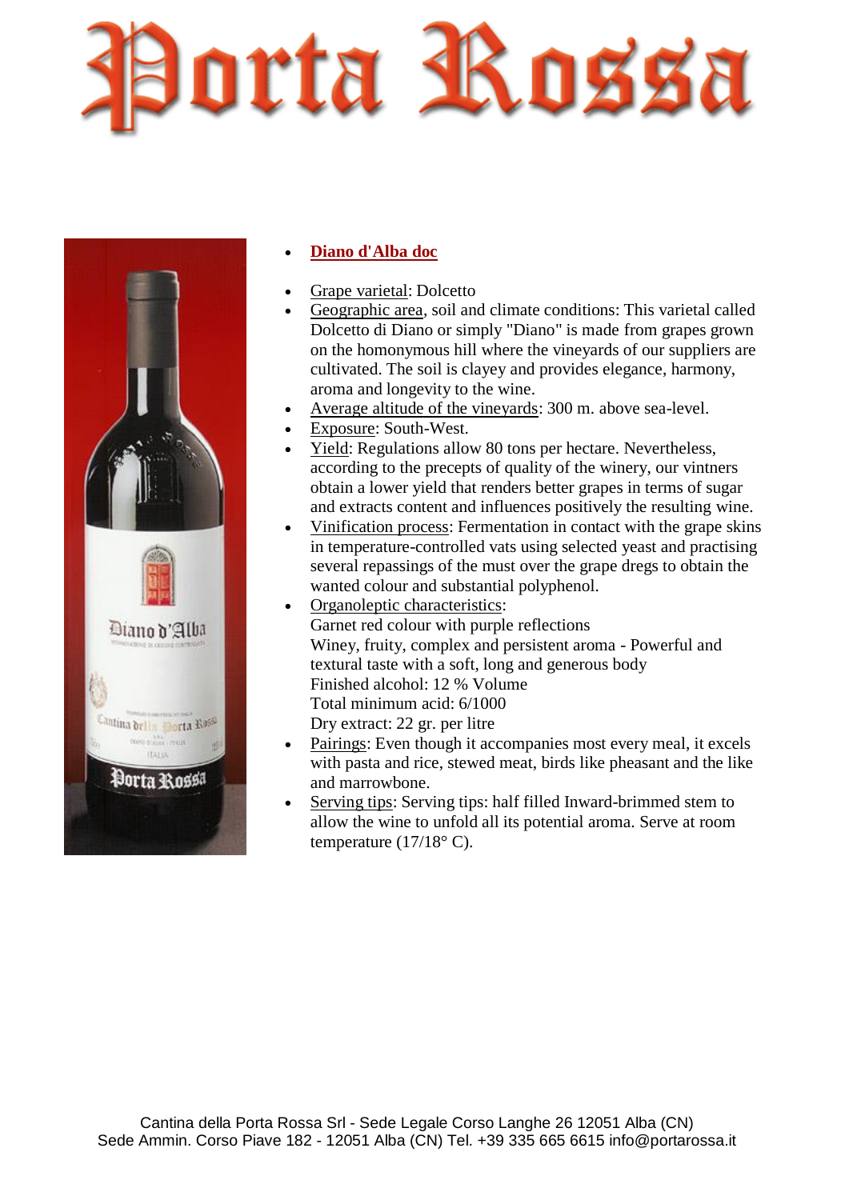# Porta Rossa

- **Diano d'Alba doc**

- Grape varietal: Dolcetto
- Geographic area, soil and climate conditions: This varietal called Dolcetto di Diano or simply "Diano" is made from grapes grown on the homonymous hill where the vineyards of our suppliers are cultivated. The soil is clayey and provides elegance, harmony, aroma and longevity to the wine.
- Average altitude of the vineyards: 300 m. above sea-level.
- Exposure: South-West.
- Yield: Regulations allow 80 tons per hectare. Nevertheless, according to the precepts of quality of the winery, our vintners obtain a lower yield that renders better grapes in terms of sugar and extracts content and influences positively the resulting wine.
- Vinification process: Fermentation in contact with the grape skins in temperature-controlled vats using selected yeast and practising several repassings of the must over the grape dregs to obtain the wanted colour and substantial polyphenol.
- Organoleptic characteristics:
  Garnet red colour with purple reflections
  Winey, fruity, complex and persistent aroma - Powerful and textural taste with a soft, long and generous body
  Finished alcohol: 12 % Volume
  Total minimum acid: 6/1000
  Dry extract: 22 gr. per litre
- Pairings: Even though it accompanies most every meal, it excels with pasta and rice, stewed meat, birds like pheasant and the like and marrowbone.
- Serving tips: Serving tips: half filled Inward-brimmed stem to allow the wine to unfold all its potential aroma. Serve at room temperature (17/18° C).

Cantina della Porta Rossa Srl - Sede Legale Corso Langhe 26 12051 Alba (CN)
Sede Ammin. Corso Piave 182 - 12051 Alba (CN) Tel. +39 335 665 6615 info@portarossa.it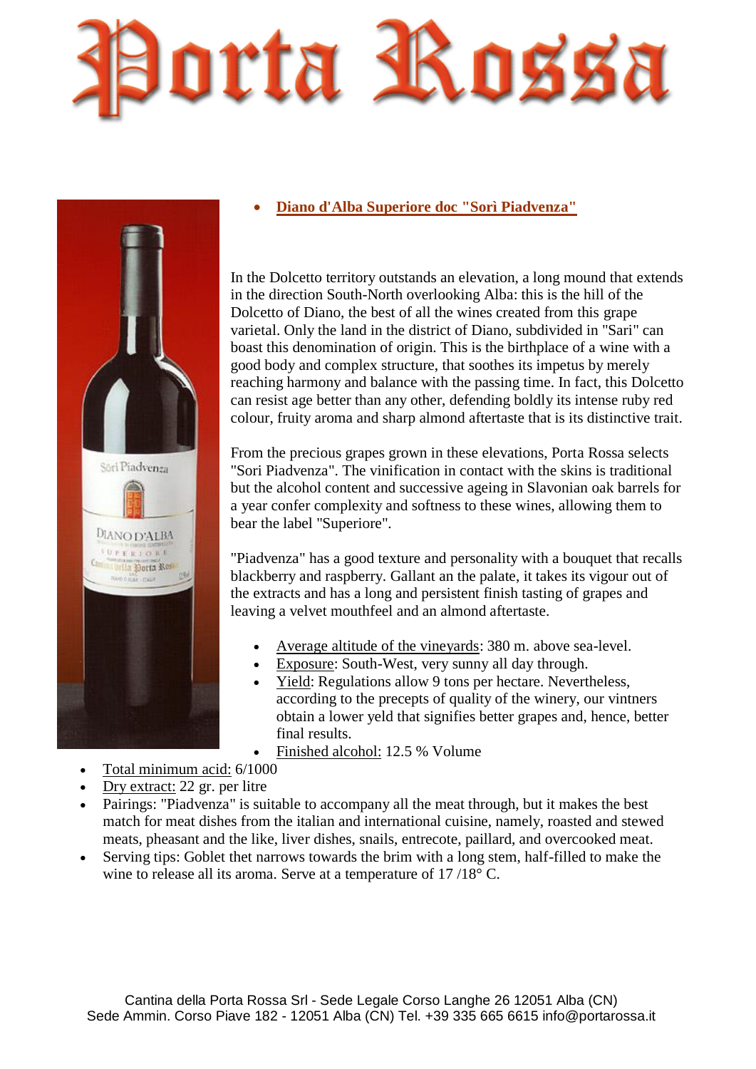# Porta Rossa

- **Diano d'Alba Superiore doc "Sorì Piadvenza"**

In the Dolcetto territory outstands an elevation, a long mound that extends in the direction South-North overlooking Alba: this is the hill of the Dolcetto of Diano, the best of all the wines created from this grape varietal. Only the land in the district of Diano, subdivided in "Sari" can boast this denomination of origin. This is the birthplace of a wine with a good body and complex structure, that soothes its impetus by merely reaching harmony and balance with the passing time. In fact, this Dolcetto can resist age better than any other, defending boldly its intense ruby red colour, fruity aroma and sharp almond aftertaste that is its distinctive trait.

From the precious grapes grown in these elevations, Porta Rossa selects "Sori Piadvenza". The vinification in contact with the skins is traditional but the alcohol content and successive ageing in Slavonian oak barrels for a year confer complexity and softness to these wines, allowing them to bear the label "Superiore".

"Piadvenza" has a good texture and personality with a bouquet that recalls blackberry and raspberry. Gallant an the palate, it takes its vigour out of the extracts and has a long and persistent finish tasting of grapes and leaving a velvet mouthfeel and an almond aftertaste.

- Average altitude of the vineyards: 380 m. above sea-level.
- Exposure: South-West, very sunny all day through.
- Yield: Regulations allow 9 tons per hectare. Nevertheless, according to the precepts of quality of the winery, our vintners obtain a lower yeld that signifies better grapes and, hence, better final results.
- Finished alcohol: 12.5 % Volume
- Total minimum acid: 6/1000
- Dry extract: 22 gr. per litre
- Pairings: "Piadvenza" is suitable to accompany all the meat through, but it makes the best match for meat dishes from the italian and international cuisine, namely, roasted and stewed meats, pheasant and the like, liver dishes, snails, entrecote, paillard, and overcooked meat.
- Serving tips: Goblet thet narrows towards the brim with a long stem, half-filled to make the wine to release all its aroma. Serve at a temperature of 17 /18° C.

Cantina della Porta Rossa Srl - Sede Legale Corso Langhe 26 12051 Alba (CN)
Sede Ammin. Corso Piave 182 - 12051 Alba (CN) Tel. +39 335 665 6615 info@portarossa.it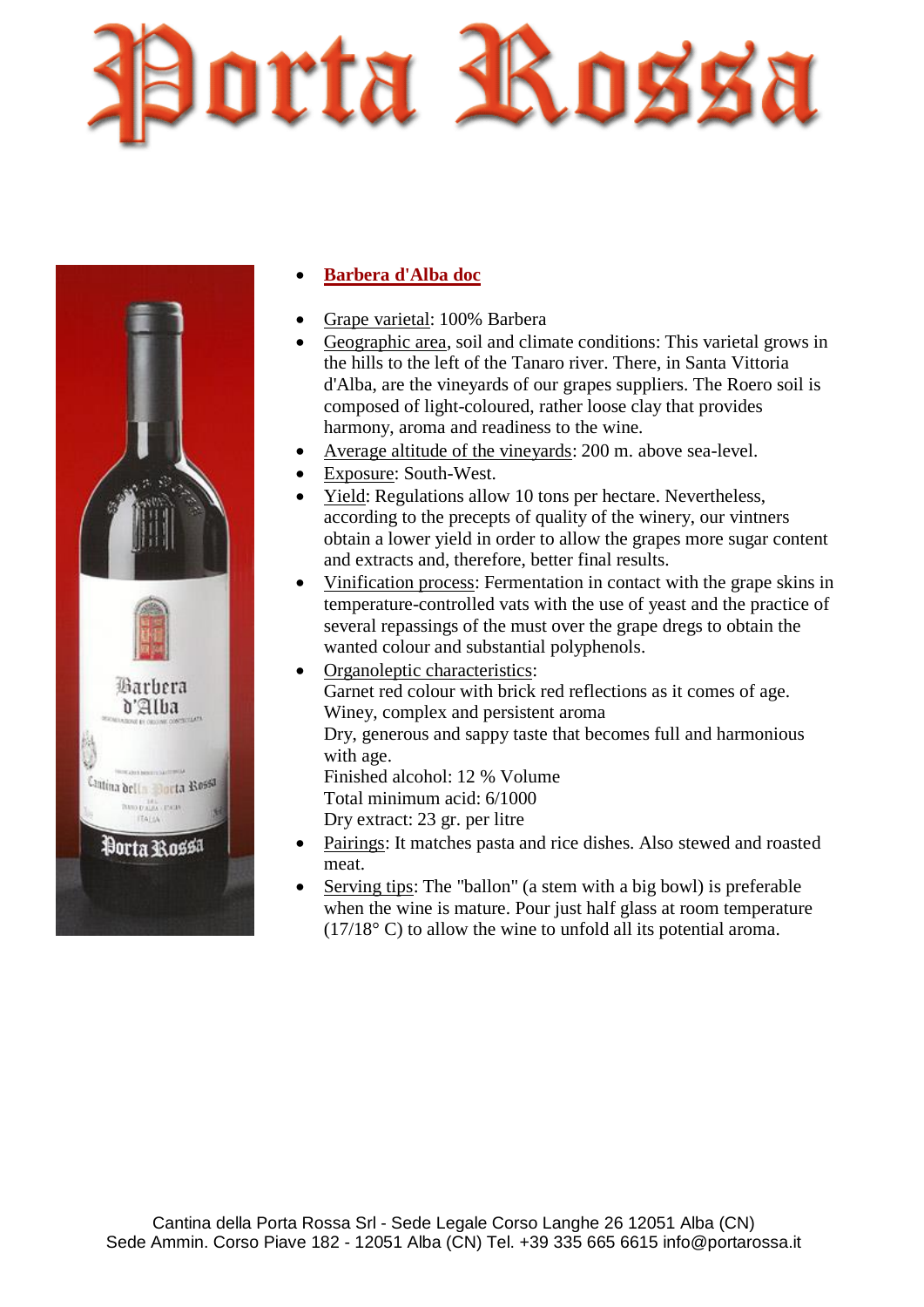# Porta Rossa

- **Barbera d'Alba doc**

- Grape varietal: 100% Barbera
- Geographic area, soil and climate conditions: This varietal grows in the hills to the left of the Tanaro river. There, in Santa Vittoria d'Alba, are the vineyards of our grapes suppliers. The Roero soil is composed of light-coloured, rather loose clay that provides harmony, aroma and readiness to the wine.
- Average altitude of the vineyards: 200 m. above sea-level.
- Exposure: South-West.
- Yield: Regulations allow 10 tons per hectare. Nevertheless, according to the precepts of quality of the winery, our vintners obtain a lower yield in order to allow the grapes more sugar content and extracts and, therefore, better final results.
- Vinification process: Fermentation in contact with the grape skins in temperature-controlled vats with the use of yeast and the practice of several repassings of the must over the grape dregs to obtain the wanted colour and substantial polyphenols.
- Organoleptic characteristics:
  Garnet red colour with brick red reflections as it comes of age.
  Winey, complex and persistent aroma
  Dry, generous and sappy taste that becomes full and harmonious with age.
  Finished alcohol: 12 % Volume
  Total minimum acid: 6/1000
  Dry extract: 23 gr. per litre
- Pairings: It matches pasta and rice dishes. Also stewed and roasted meat.
- Serving tips: The "ballon" (a stem with a big bowl) is preferable when the wine is mature. Pour just half glass at room temperature (17/18° C) to allow the wine to unfold all its potential aroma.

Cantina della Porta Rossa Srl - Sede Legale Corso Langhe 26 12051 Alba (CN)
Sede Ammin. Corso Piave 182 - 12051 Alba (CN) Tel. +39 335 665 6615 info@portarossa.it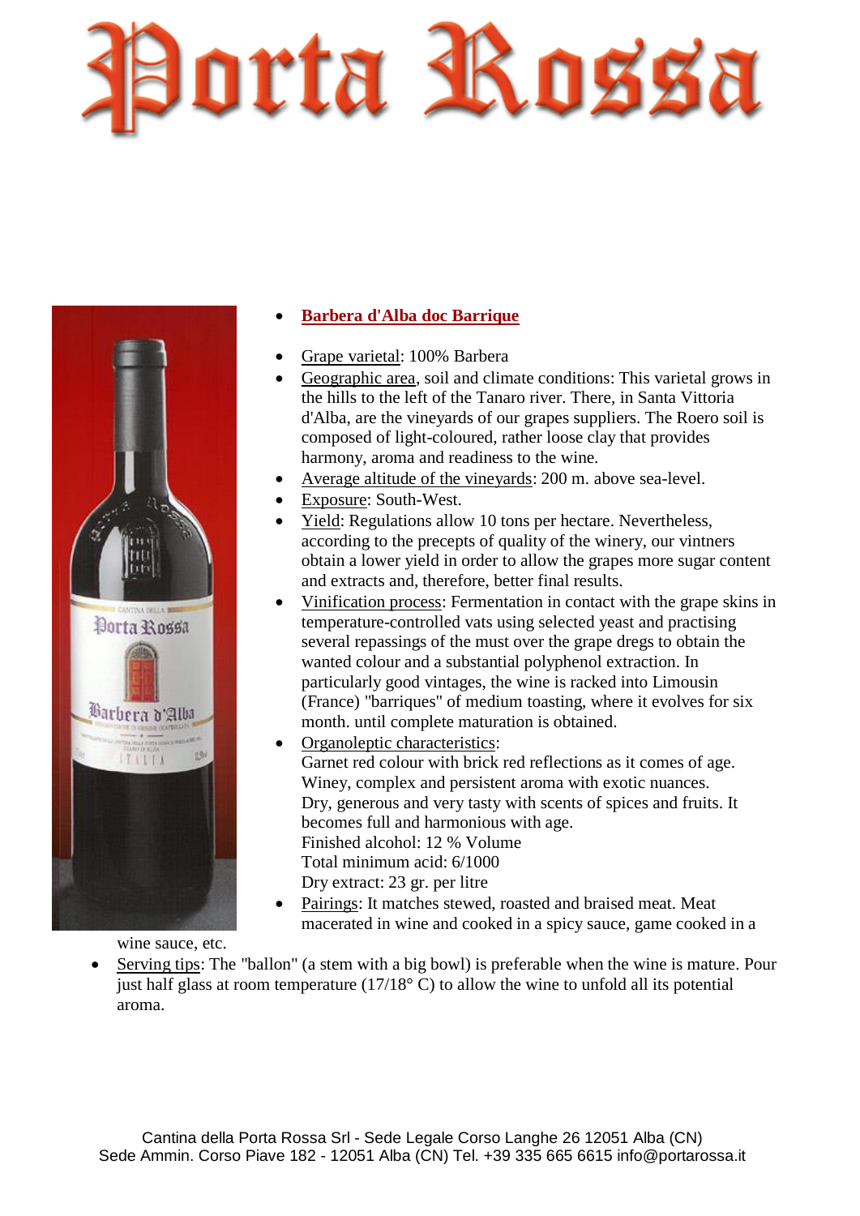# Porta Rossa

- **Barbera d'Alba doc Barrique**

- Grape varietal: 100% Barbera
- Geographic area, soil and climate conditions: This varietal grows in the hills to the left of the Tanaro river. There, in Santa Vittoria d'Alba, are the vineyards of our grapes suppliers. The Roero soil is composed of light-coloured, rather loose clay that provides harmony, aroma and readiness to the wine.
- Average altitude of the vineyards: 200 m. above sea-level.
- Exposure: South-West.
- Yield: Regulations allow 10 tons per hectare. Nevertheless, according to the precepts of quality of the winery, our vintners obtain a lower yield in order to allow the grapes more sugar content and extracts and, therefore, better final results.
- Vinification process: Fermentation in contact with the grape skins in temperature-controlled vats using selected yeast and practising several repassings of the must over the grape dregs to obtain the wanted colour and a substantial polyphenol extraction. In particularly good vintages, the wine is racked into Limousin (France) "barriques" of medium toasting, where it evolves for six month. until complete maturation is obtained.
- Organoleptic characteristics:
  Garnet red colour with brick red reflections as it comes of age.
  Winey, complex and persistent aroma with exotic nuances.
  Dry, generous and very tasty with scents of spices and fruits. It becomes full and harmonious with age.
  Finished alcohol: 12 % Volume
  Total minimum acid: 6/1000
  Dry extract: 23 gr. per litre
- Pairings: It matches stewed, roasted and braised meat. Meat macerated in wine and cooked in a spicy sauce, game cooked in a wine sauce, etc.
- Serving tips: The "ballon" (a stem with a big bowl) is preferable when the wine is mature. Pour just half glass at room temperature (17/18° C) to allow the wine to unfold all its potential aroma.

Cantina della Porta Rossa Srl - Sede Legale Corso Langhe 26 12051 Alba (CN)
Sede Ammin. Corso Piave 182 - 12051 Alba (CN) Tel. +39 335 665 6615 info@portarossa.it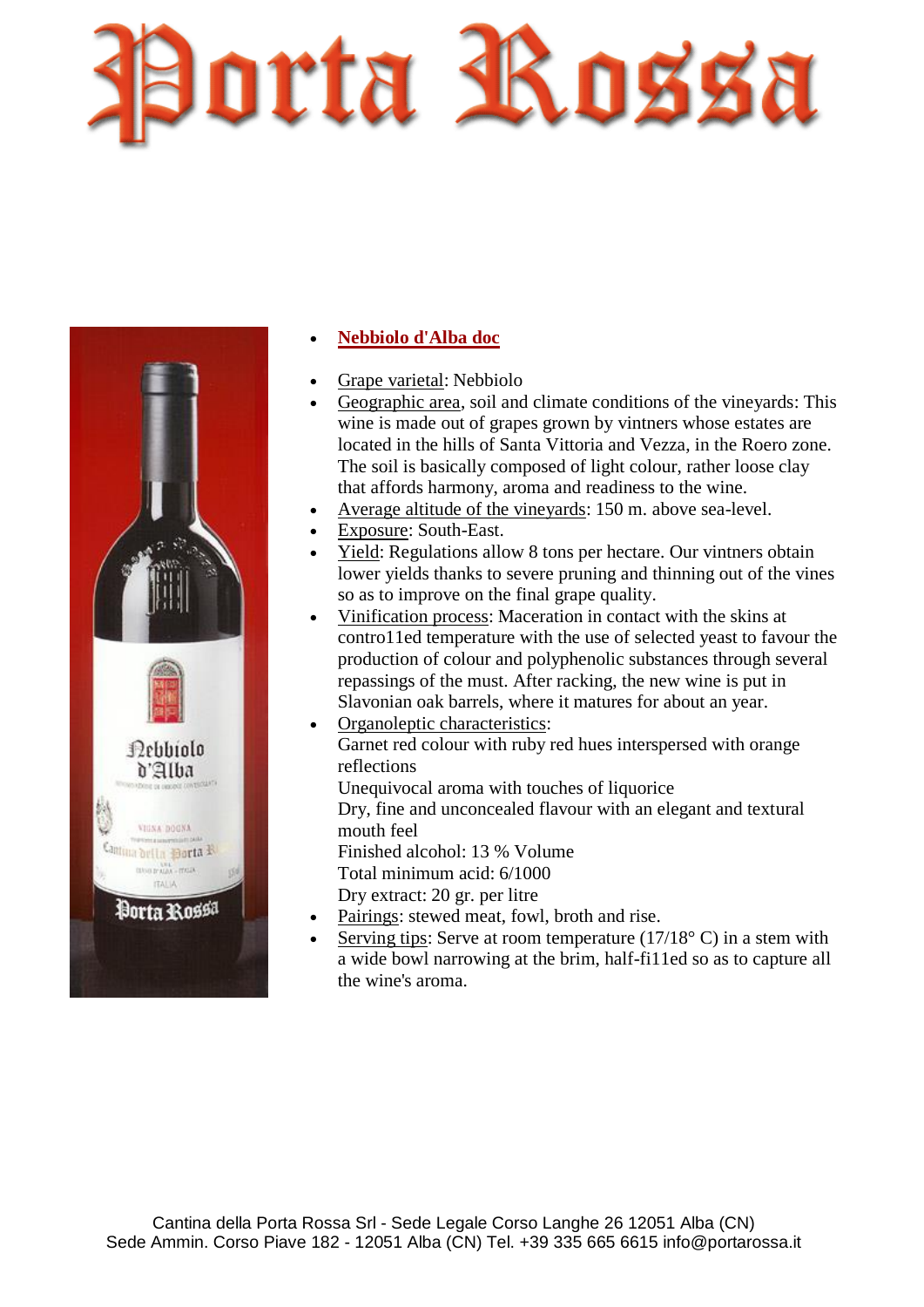# Porta Rossa

- **Nebbiolo d'Alba doc**

- Grape varietal: Nebbiolo
- Geographic area, soil and climate conditions of the vineyards: This wine is made out of grapes grown by vintners whose estates are located in the hills of Santa Vittoria and Vezza, in the Roero zone. The soil is basically composed of light colour, rather loose clay that affords harmony, aroma and readiness to the wine.
- Average altitude of the vineyards: 150 m. above sea-level.
- Exposure: South-East.
- Yield: Regulations allow 8 tons per hectare. Our vintners obtain lower yields thanks to severe pruning and thinning out of the vines so as to improve on the final grape quality.
- Vinification process: Maceration in contact with the skins at contro11ed temperature with the use of selected yeast to favour the production of colour and polyphenolic substances through several repassings of the must. After racking, the new wine is put in Slavonian oak barrels, where it matures for about an year.
- Organoleptic characteristics:
  Garnet red colour with ruby red hues interspersed with orange reflections
  Unequivocal aroma with touches of liquorice
  Dry, fine and unconcealed flavour with an elegant and textural mouth feel
  Finished alcohol: 13 % Volume
  Total minimum acid: 6/1000
  Dry extract: 20 gr. per litre
- Pairings: stewed meat, fowl, broth and rise.
- Serving tips: Serve at room temperature (17/18° C) in a stem with a wide bowl narrowing at the brim, half-fi11ed so as to capture all the wine's aroma.

Cantina della Porta Rossa Srl - Sede Legale Corso Langhe 26 12051 Alba (CN)
Sede Ammin. Corso Piave 182 - 12051 Alba (CN) Tel. +39 335 665 6615 info@portarossa.it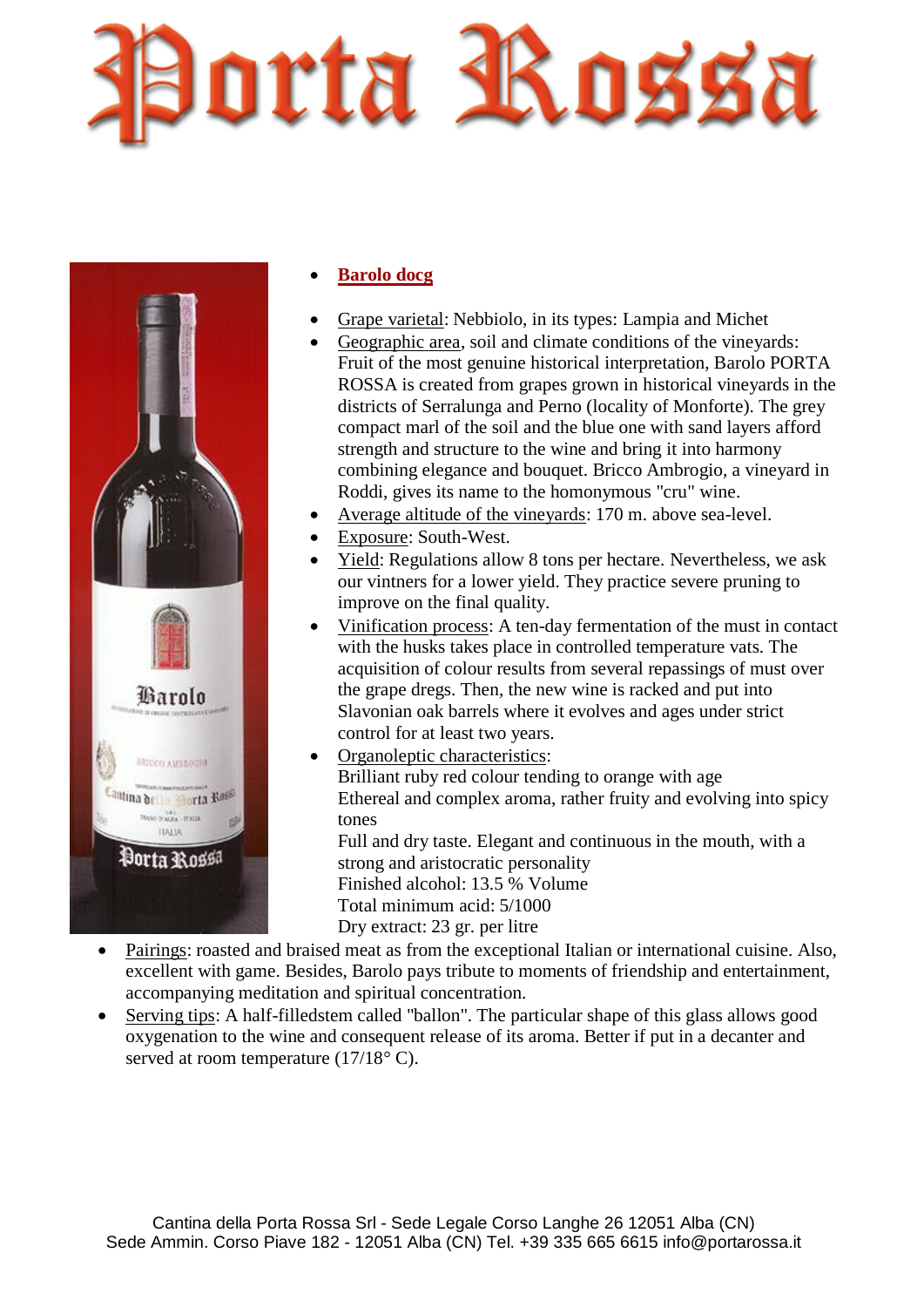# Porta Rossa

- **Barolo docg**

- Grape varietal: Nebbiolo, in its types: Lampia and Michet
- Geographic area, soil and climate conditions of the vineyards: Fruit of the most genuine historical interpretation, Barolo PORTA ROSSA is created from grapes grown in historical vineyards in the districts of Serralunga and Perno (locality of Monforte). The grey compact marl of the soil and the blue one with sand layers afford strength and structure to the wine and bring it into harmony combining elegance and bouquet. Bricco Ambrogio, a vineyard in Roddi, gives its name to the homonymous "cru" wine.
- Average altitude of the vineyards: 170 m. above sea-level.
- Exposure: South-West.
- Yield: Regulations allow 8 tons per hectare. Nevertheless, we ask our vintners for a lower yield. They practice severe pruning to improve on the final quality.
- Vinification process: A ten-day fermentation of the must in contact with the husks takes place in controlled temperature vats. The acquisition of colour results from several repassings of must over the grape dregs. Then, the new wine is racked and put into Slavonian oak barrels where it evolves and ages under strict control for at least two years.
- Organoleptic characteristics:
  Brilliant ruby red colour tending to orange with age
  Ethereal and complex aroma, rather fruity and evolving into spicy tones
  Full and dry taste. Elegant and continuous in the mouth, with a strong and aristocratic personality
  Finished alcohol: 13.5 % Volume
  Total minimum acid: 5/1000
  Dry extract: 23 gr. per litre
- Pairings: roasted and braised meat as from the exceptional Italian or international cuisine. Also, excellent with game. Besides, Barolo pays tribute to moments of friendship and entertainment, accompanying meditation and spiritual concentration.
- Serving tips: A half-filledstem called "ballon". The particular shape of this glass allows good oxygenation to the wine and consequent release of its aroma. Better if put in a decanter and served at room temperature (17/18° C).

Cantina della Porta Rossa Srl - Sede Legale Corso Langhe 26 12051 Alba (CN)
Sede Ammin. Corso Piave 182 - 12051 Alba (CN) Tel. +39 335 665 6615 info@portarossa.it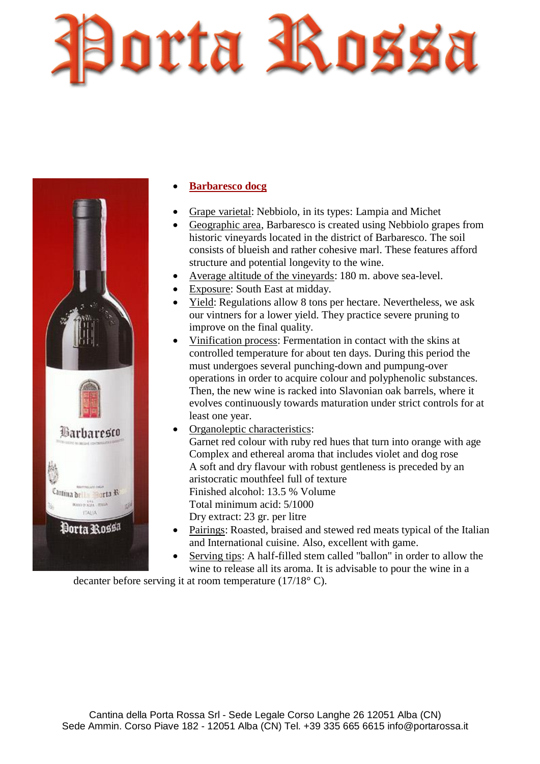# Porta Rossa

- **Barbaresco docg**

- Grape varietal: Nebbiolo, in its types: Lampia and Michet
- Geographic area, Barbaresco is created using Nebbiolo grapes from historic vineyards located in the district of Barbaresco. The soil consists of blueish and rather cohesive marl. These features afford structure and potential longevity to the wine.
- Average altitude of the vineyards: 180 m. above sea-level.
- Exposure: South East at midday.
- Yield: Regulations allow 8 tons per hectare. Nevertheless, we ask our vintners for a lower yield. They practice severe pruning to improve on the final quality.
- Vinification process: Fermentation in contact with the skins at controlled temperature for about ten days. During this period the must undergoes several punching-down and pumpung-over operations in order to acquire colour and polyphenolic substances. Then, the new wine is racked into Slavonian oak barrels, where it evolves continuously towards maturation under strict controls for at least one year.
- Organoleptic characteristics:
  Garnet red colour with ruby red hues that turn into orange with age
  Complex and ethereal aroma that includes violet and dog rose
  A soft and dry flavour with robust gentleness is preceded by an aristocratic mouthfeel full of texture
  Finished alcohol: 13.5 % Volume
  Total minimum acid: 5/1000
  Dry extract: 23 gr. per litre
- Pairings: Roasted, braised and stewed red meats typical of the Italian and International cuisine. Also, excellent with game.
- Serving tips: A half-filled stem called "ballon" in order to allow the wine to release all its aroma. It is advisable to pour the wine in a decanter before serving it at room temperature (17/18° C).

Cantina della Porta Rossa Srl - Sede Legale Corso Langhe 26 12051 Alba (CN)
Sede Ammin. Corso Piave 182 - 12051 Alba (CN) Tel. +39 335 665 6615 info@portarossa.it